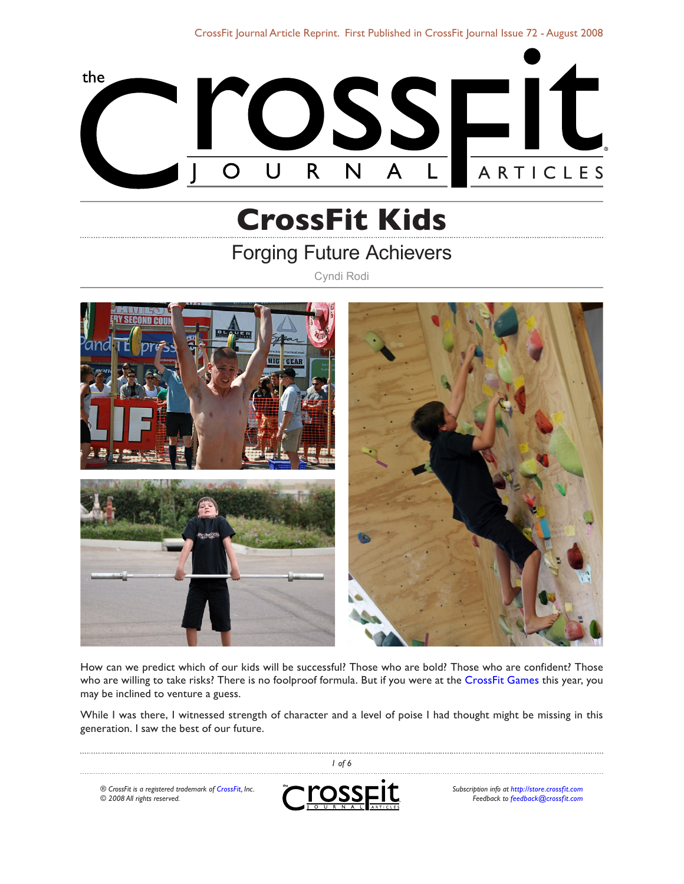# CrossFit Kids

## Forging Future Achievers

Cyndi Rodi

How can we predict which of our kids will be successful? Those who are bold? Those who are confident? Those who are willing to take risks? There is no foolproof formula. But if you were at the CrossFit Games this year, you may be inclined to venture a guess.

While I was there, I witnessed strength of character and a level of poise I had thought might be missing in this generation. I saw the best of our future.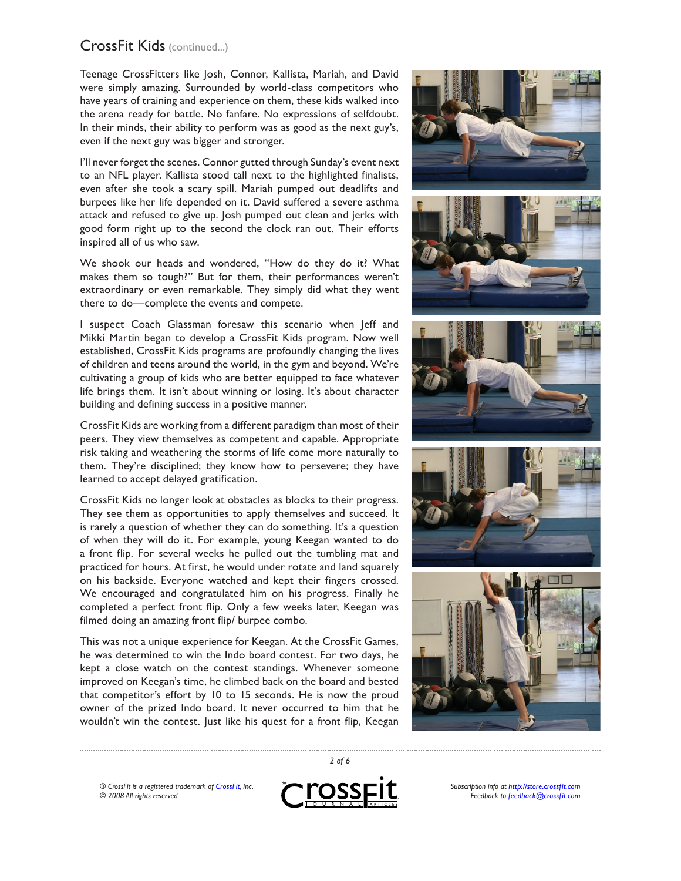## CrossFit Kids (continued...)

Teenage CrossFitters like Josh, Connor, Kallista, Mariah, and David were simply amazing. Surrounded by world-class competitors who have years of training and experience on them, these kids walked into the arena ready for battle. No fanfare. No expressions of selfdoubt. In their minds, their ability to perform was as good as the next guy's, even if the next guy was bigger and stronger.

I'll never forget the scenes. Connor gutted through Sunday's event next to an NFL player. Kallista stood tall next to the highlighted finalists, even after she took a scary spill. Mariah pumped out deadlifts and burpees like her life depended on it. David suffered a severe asthma attack and refused to give up. Josh pumped out clean and jerks with good form right up to the second the clock ran out. Their efforts inspired all of us who saw.

We shook our heads and wondered, "How do they do it? What makes them so tough?" But for them, their performances weren't extraordinary or even remarkable. They simply did what they went there to do—complete the events and compete.

I suspect Coach Glassman foresaw this scenario when Jeff and Mikki Martin began to develop a CrossFit Kids program. Now well established, CrossFit Kids programs are profoundly changing the lives of children and teens around the world, in the gym and beyond. We're cultivating a group of kids who are better equipped to face whatever life brings them. It isn't about winning or losing. It's about character building and defining success in a positive manner.

CrossFit Kids are working from a different paradigm than most of their peers. They view themselves as competent and capable. Appropriate risk taking and weathering the storms of life come more naturally to them. They're disciplined; they know how to persevere; they have learned to accept delayed gratification.

CrossFit Kids no longer look at obstacles as blocks to their progress. They see them as opportunities to apply themselves and succeed. It is rarely a question of whether they can do something. It's a question of when they will do it. For example, young Keegan wanted to do a front flip. For several weeks he pulled out the tumbling mat and practiced for hours. At first, he would under rotate and land squarely on his backside. Everyone watched and kept their fingers crossed. We encouraged and congratulated him on his progress. Finally he completed a perfect front flip. Only a few weeks later, Keegan was filmed doing an amazing front flip/ burpee combo.

This was not a unique experience for Keegan. At the CrossFit Games, he was determined to win the Indo board contest. For two days, he kept a close watch on the contest standings. Whenever someone improved on Keegan's time, he climbed back on the board and bested that competitor's effort by 10 to 15 seconds. He is now the proud owner of the prized Indo board. It never occurred to him that he wouldn't win the contest. Just like his quest for a front flip, Keegan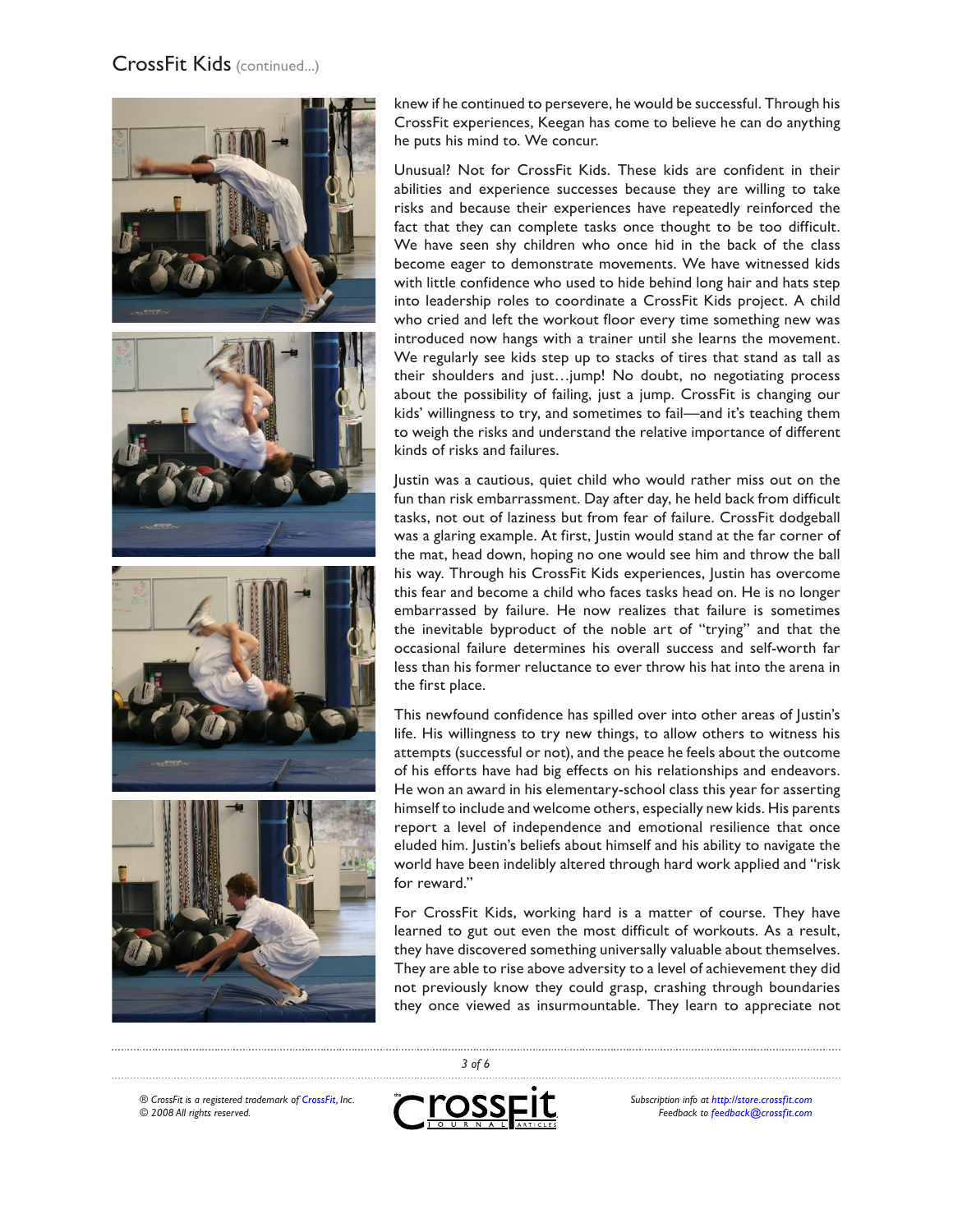knew if he continued to persevere, he would be successful. Through his CrossFit experiences, Keegan has come to believe he can do anything he puts his mind to. We concur.

Unusual? Not for CrossFit Kids. These kids are confident in their abilities and experience successes because they are willing to take risks and because their experiences have repeatedly reinforced the fact that they can complete tasks once thought to be too difficult. We have seen shy children who once hid in the back of the class become eager to demonstrate movements. We have witnessed kids with little confidence who used to hide behind long hair and hats step into leadership roles to coordinate a CrossFit Kids project. A child who cried and left the workout floor every time something new was introduced now hangs with a trainer until she learns the movement. We regularly see kids step up to stacks of tires that stand as tall as their shoulders and just…jump! No doubt, no negotiating process about the possibility of failing, just a jump. CrossFit is changing our kids' willingness to try, and sometimes to fail—and it's teaching them to weigh the risks and understand the relative importance of different kinds of risks and failures.

Justin was a cautious, quiet child who would rather miss out on the fun than risk embarrassment. Day after day, he held back from difficult tasks, not out of laziness but from fear of failure. CrossFit dodgeball was a glaring example. At first, Justin would stand at the far corner of the mat, head down, hoping no one would see him and throw the ball his way. Through his CrossFit Kids experiences, Justin has overcome this fear and become a child who faces tasks head on. He is no longer embarrassed by failure. He now realizes that failure is sometimes the inevitable byproduct of the noble art of "trying" and that the occasional failure determines his overall success and self-worth far less than his former reluctance to ever throw his hat into the arena in the first place.

This newfound confidence has spilled over into other areas of Justin's life. His willingness to try new things, to allow others to witness his attempts (successful or not), and the peace he feels about the outcome of his efforts have had big effects on his relationships and endeavors. He won an award in his elementary-school class this year for asserting himself to include and welcome others, especially new kids. His parents report a level of independence and emotional resilience that once eluded him. Justin's beliefs about himself and his ability to navigate the world have been indelibly altered through hard work applied and "risk for reward."

For CrossFit Kids, working hard is a matter of course. They have learned to gut out even the most difficult of workouts. As a result, they have discovered something universally valuable about themselves. They are able to rise above adversity to a level of achievement they did not previously know they could grasp, crashing through boundaries they once viewed as insurmountable. They learn to appreciate not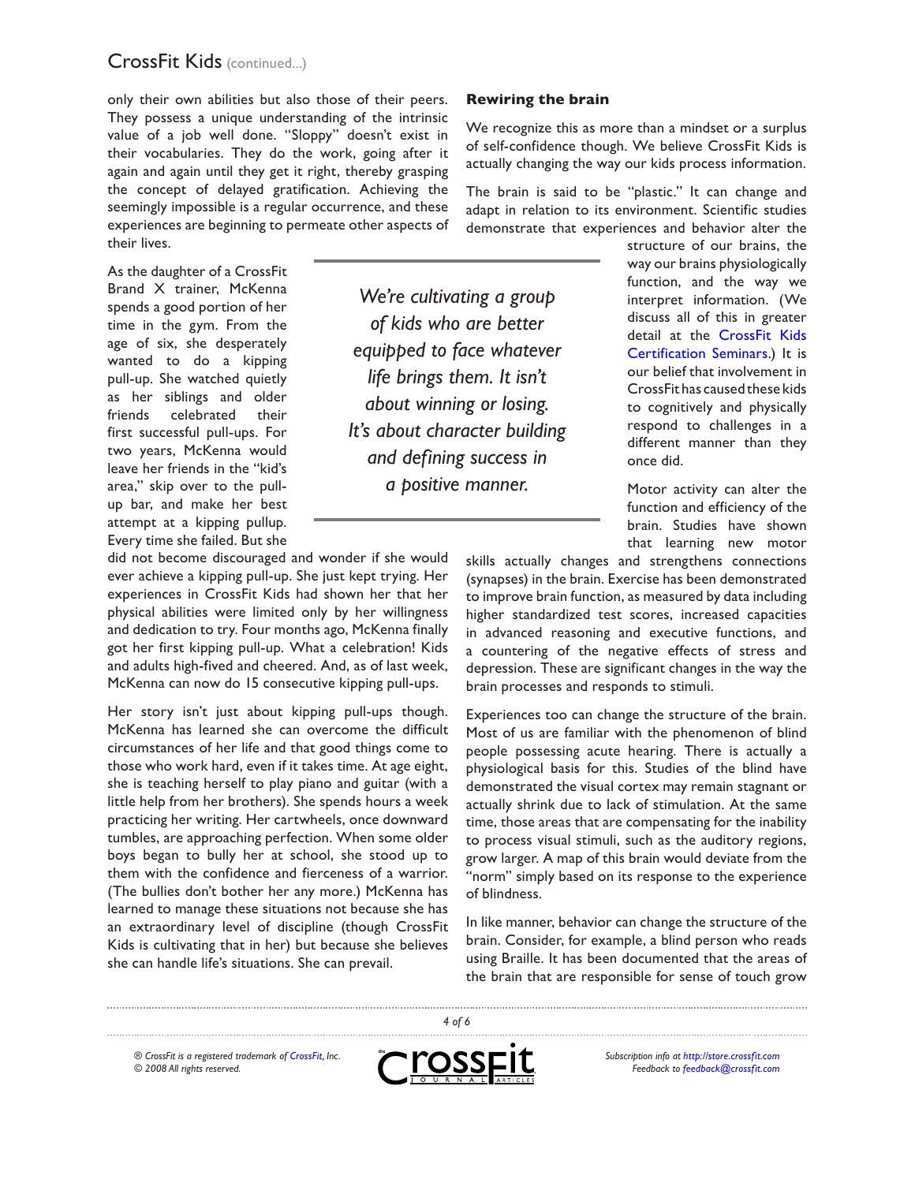only their own abilities but also those of their peers. They possess a unique understanding of the intrinsic value of a job well done. "Sloppy" doesn't exist in their vocabularies. They do the work, going after it again and again until they get it right, thereby grasping the concept of delayed gratification. Achieving the seemingly impossible is a regular occurrence, and these experiences are beginning to permeate other aspects of their lives.

As the daughter of a CrossFit Brand X trainer, McKenna spends a good portion of her time in the gym. From the age of six, she desperately wanted to do a kipping pull-up. She watched quietly as her siblings and older friends celebrated their first successful pull-ups. For two years, McKenna would leave her friends in the "kid's area," skip over to the pull-up bar, and make her best attempt at a kipping pullup. Every time she failed. But she did not become discouraged and wonder if she would ever achieve a kipping pull-up. She just kept trying. Her experiences in CrossFit Kids had shown her that her physical abilities were limited only by her willingness and dedication to try. Four months ago, McKenna finally got her first kipping pull-up. What a celebration! Kids and adults high-fived and cheered. And, as of last week, McKenna can now do 15 consecutive kipping pull-ups.

*We're cultivating a group of kids who are better equipped to face whatever life brings them. It isn't about winning or losing. It's about character building and defining success in a positive manner.*

Her story isn't just about kipping pull-ups though. McKenna has learned she can overcome the difficult circumstances of her life and that good things come to those who work hard, even if it takes time. At age eight, she is teaching herself to play piano and guitar (with a little help from her brothers). She spends hours a week practicing her writing. Her cartwheels, once downward tumbles, are approaching perfection. When some older boys began to bully her at school, she stood up to them with the confidence and fierceness of a warrior. (The bullies don't bother her any more.) McKenna has learned to manage these situations not because she has an extraordinary level of discipline (though CrossFit Kids is cultivating that in her) but because she believes she can handle life's situations. She can prevail.

### Rewiring the brain

We recognize this as more than a mindset or a surplus of self-confidence though. We believe CrossFit Kids is actually changing the way our kids process information.

The brain is said to be "plastic." It can change and adapt in relation to its environment. Scientific studies demonstrate that experiences and behavior alter the structure of our brains, the way our brains physiologically function, and the way we interpret information. (We discuss all of this in greater detail at the CrossFit Kids Certification Seminars.) It is our belief that involvement in CrossFit has caused these kids to cognitively and physically respond to challenges in a different manner than they once did.

Motor activity can alter the function and efficiency of the brain. Studies have shown that learning new motor skills actually changes and strengthens connections (synapses) in the brain. Exercise has been demonstrated to improve brain function, as measured by data including higher standardized test scores, increased capacities in advanced reasoning and executive functions, and a countering of the negative effects of stress and depression. These are significant changes in the way the brain processes and responds to stimuli.

Experiences too can change the structure of the brain. Most of us are familiar with the phenomenon of blind people possessing acute hearing. There is actually a physiological basis for this. Studies of the blind have demonstrated the visual cortex may remain stagnant or actually shrink due to lack of stimulation. At the same time, those areas that are compensating for the inability to process visual stimuli, such as the auditory regions, grow larger. A map of this brain would deviate from the "norm" simply based on its response to the experience of blindness.

In like manner, behavior can change the structure of the brain. Consider, for example, a blind person who reads using Braille. It has been documented that the areas of the brain that are responsible for sense of touch grow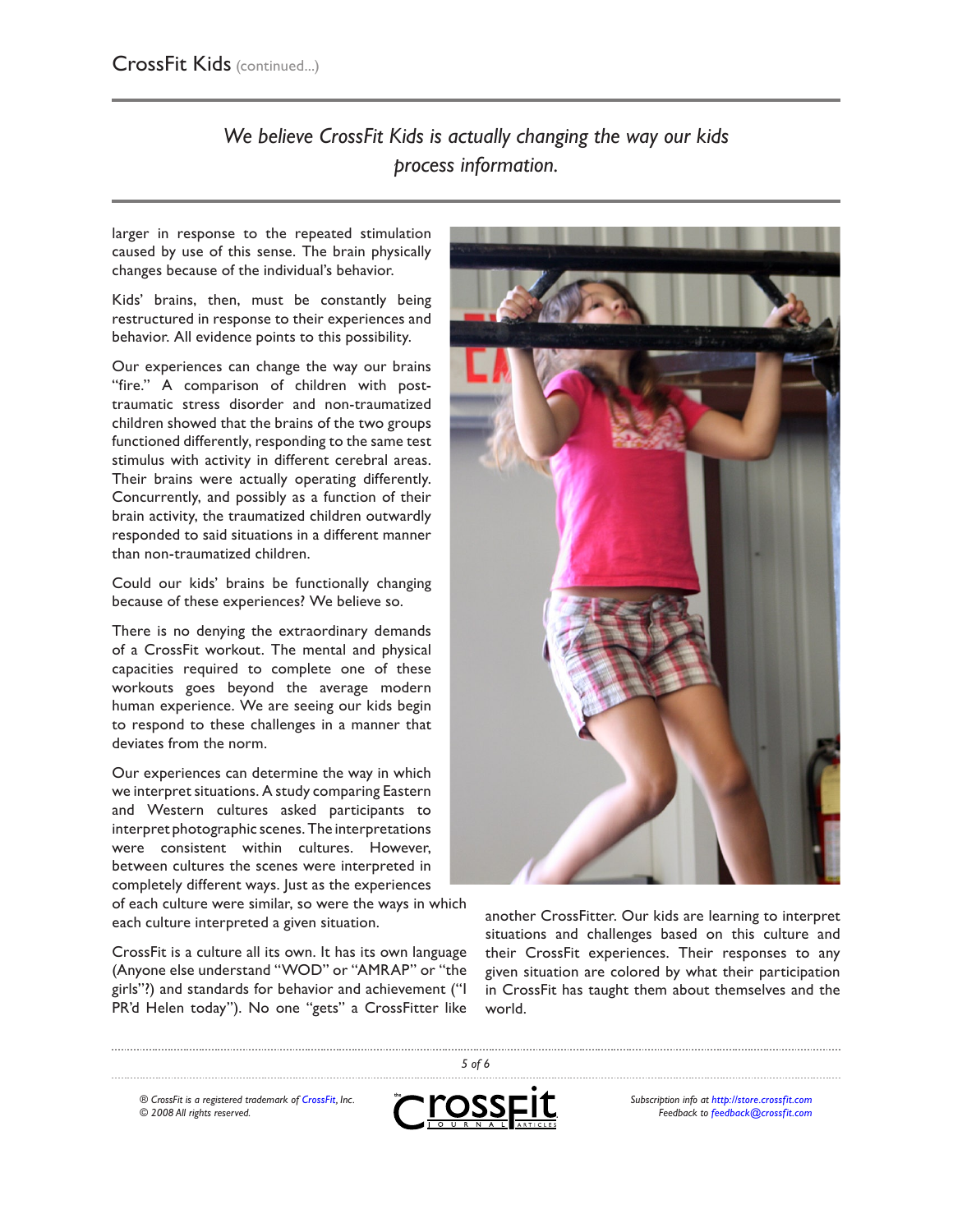*We believe CrossFit Kids is actually changing the way our kids process information.*

larger in response to the repeated stimulation caused by use of this sense. The brain physically changes because of the individual's behavior.

Kids' brains, then, must be constantly being restructured in response to their experiences and behavior. All evidence points to this possibility.

Our experiences can change the way our brains "fire." A comparison of children with post-traumatic stress disorder and non-traumatized children showed that the brains of the two groups functioned differently, responding to the same test stimulus with activity in different cerebral areas. Their brains were actually operating differently. Concurrently, and possibly as a function of their brain activity, the traumatized children outwardly responded to said situations in a different manner than non-traumatized children.

Could our kids' brains be functionally changing because of these experiences? We believe so.

There is no denying the extraordinary demands of a CrossFit workout. The mental and physical capacities required to complete one of these workouts goes beyond the average modern human experience. We are seeing our kids begin to respond to these challenges in a manner that deviates from the norm.

Our experiences can determine the way in which we interpret situations. A study comparing Eastern and Western cultures asked participants to interpret photographic scenes. The interpretations were consistent within cultures. However, between cultures the scenes were interpreted in completely different ways. Just as the experiences of each culture were similar, so were the ways in which each culture interpreted a given situation.

CrossFit is a culture all its own. It has its own language (Anyone else understand "WOD" or "AMRAP" or "the girls"?) and standards for behavior and achievement ("I PR'd Helen today"). No one "gets" a CrossFitter like another CrossFitter. Our kids are learning to interpret situations and challenges based on this culture and their CrossFit experiences. Their responses to any given situation are colored by what their participation in CrossFit has taught them about themselves and the world.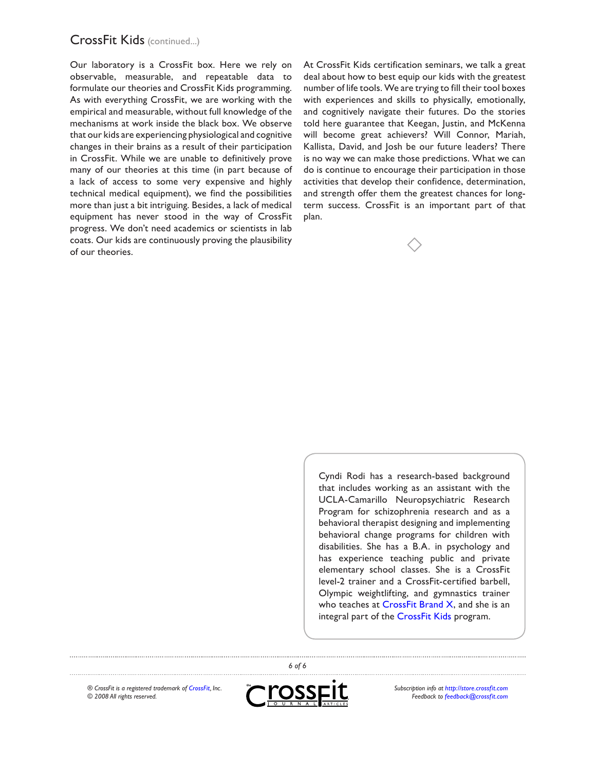Our laboratory is a CrossFit box. Here we rely on observable, measurable, and repeatable data to formulate our theories and CrossFit Kids programming. As with everything CrossFit, we are working with the empirical and measurable, without full knowledge of the mechanisms at work inside the black box. We observe that our kids are experiencing physiological and cognitive changes in their brains as a result of their participation in CrossFit. While we are unable to definitively prove many of our theories at this time (in part because of a lack of access to some very expensive and highly technical medical equipment), we find the possibilities more than just a bit intriguing. Besides, a lack of medical equipment has never stood in the way of CrossFit progress. We don't need academics or scientists in lab coats. Our kids are continuously proving the plausibility of our theories.

At CrossFit Kids certification seminars, we talk a great deal about how to best equip our kids with the greatest number of life tools. We are trying to fill their tool boxes with experiences and skills to physically, emotionally, and cognitively navigate their futures. Do the stories told here guarantee that Keegan, Justin, and McKenna will become great achievers? Will Connor, Mariah, Kallista, David, and Josh be our future leaders? There is no way we can make those predictions. What we can do is continue to encourage their participation in those activities that develop their confidence, determination, and strength offer them the greatest chances for long-term success. CrossFit is an important part of that plan.

◇

Cyndi Rodi has a research-based background that includes working as an assistant with the UCLA-Camarillo Neuropsychiatric Research Program for schizophrenia research and as a behavioral therapist designing and implementing behavioral change programs for children with disabilities. She has a B.A. in psychology and has experience teaching public and private elementary school classes. She is a CrossFit level-2 trainer and a CrossFit-certified barbell, Olympic weightlifting, and gymnastics trainer who teaches at CrossFit Brand X, and she is an integral part of the CrossFit Kids program.